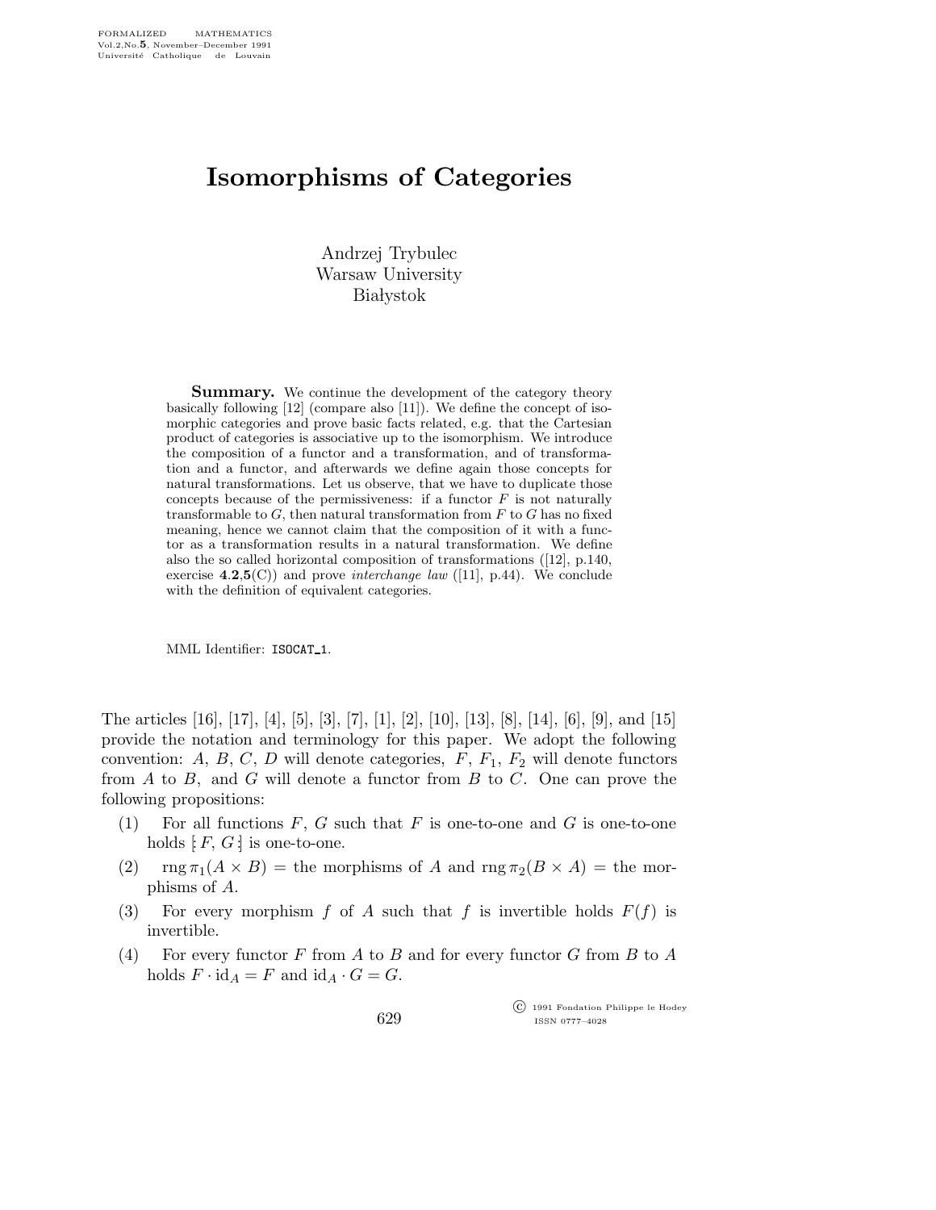# Isomorphisms of Categories

Andrzej Trybulec
Warsaw University
Białystok

**Summary.** We continue the development of the category theory basically following [12] (compare also [11]). We define the concept of isomorphic categories and prove basic facts related, e.g. that the Cartesian product of categories is associative up to the isomorphism. We introduce the composition of a functor and a transformation, and of transformation and a functor, and afterwards we define again those concepts for natural transformations. Let us observe, that we have to duplicate those concepts because of the permissiveness: if a functor $F$ is not naturally transformable to $G$, then natural transformation from $F$ to $G$ has no fixed meaning, hence we cannot claim that the composition of it with a functor as a transformation results in a natural transformation. We define also the so called horizontal composition of transformations ([12], p.140, exercise **4**.**2**,**5**(C)) and prove *interchange law* ([11], p.44). We conclude with the definition of equivalent categories.

MML Identifier: ISOCAT_1.

The articles [16], [17], [4], [5], [3], [7], [1], [2], [10], [13], [8], [14], [6], [9], and [15] provide the notation and terminology for this paper. We adopt the following convention: $A$, $B$, $C$, $D$ will denote categories, $F$, $F_1$, $F_2$ will denote functors from $A$ to $B$, and $G$ will denote a functor from $B$ to $C$. One can prove the following propositions:

(1) For all functions $F$, $G$ such that $F$ is one-to-one and $G$ is one-to-one holds $[\!:F, G:\!]$ is one-to-one.

(2) $\operatorname{rng} \pi_1(A \times B) =$ the morphisms of $A$ and $\operatorname{rng} \pi_2(B \times A) =$ the morphisms of $A$.

(3) For every morphism $f$ of $A$ such that $f$ is invertible holds $F(f)$ is invertible.

(4) For every functor $F$ from $A$ to $B$ and for every functor $G$ from $B$ to $A$ holds $F \cdot \mathrm{id}_A = F$ and $\mathrm{id}_A \cdot G = G$.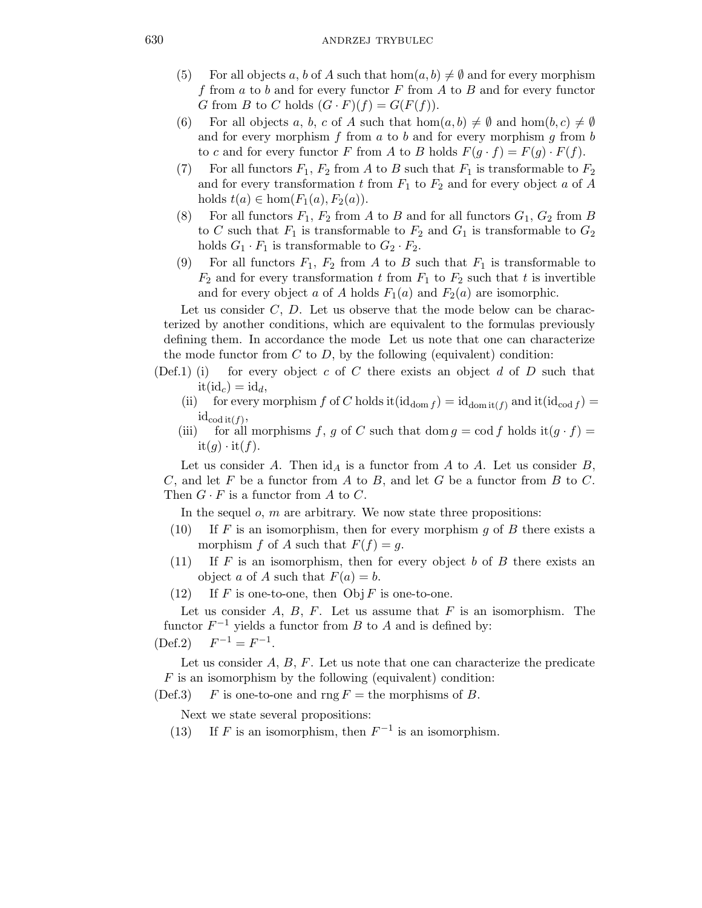(5) For all objects $a$, $b$ of $A$ such that $\hom(a, b) \neq \emptyset$ and for every morphism $f$ from $a$ to $b$ and for every functor $F$ from $A$ to $B$ and for every functor $G$ from $B$ to $C$ holds $(G \cdot F)(f) = G(F(f))$.

(6) For all objects $a$, $b$, $c$ of $A$ such that $\hom(a, b) \neq \emptyset$ and $\hom(b, c) \neq \emptyset$ and for every morphism $f$ from $a$ to $b$ and for every morphism $g$ from $b$ to $c$ and for every functor $F$ from $A$ to $B$ holds $F(g \cdot f) = F(g) \cdot F(f)$.

(7) For all functors $F_1$, $F_2$ from $A$ to $B$ such that $F_1$ is transformable to $F_2$ and for every transformation $t$ from $F_1$ to $F_2$ and for every object $a$ of $A$ holds $t(a) \in \hom(F_1(a), F_2(a))$.

(8) For all functors $F_1$, $F_2$ from $A$ to $B$ and for all functors $G_1$, $G_2$ from $B$ to $C$ such that $F_1$ is transformable to $F_2$ and $G_1$ is transformable to $G_2$ holds $G_1 \cdot F_1$ is transformable to $G_2 \cdot F_2$.

(9) For all functors $F_1$, $F_2$ from $A$ to $B$ such that $F_1$ is transformable to $F_2$ and for every transformation $t$ from $F_1$ to $F_2$ such that $t$ is invertible and for every object $a$ of $A$ holds $F_1(a)$ and $F_2(a)$ are isomorphic.

Let us consider $C$, $D$. Let us observe that the mode below can be characterized by another conditions, which are equivalent to the formulas previously defining them. In accordance the mode Let us note that one can characterize the mode functor from $C$ to $D$, by the following (equivalent) condition:

(Def.1) (i) for every object $c$ of $C$ there exists an object $d$ of $D$ such that $\mathrm{it}(\mathrm{id}_c) = \mathrm{id}_d$,

(ii) for every morphism $f$ of $C$ holds $\mathrm{it}(\mathrm{id}_{\mathrm{dom}\, f}) = \mathrm{id}_{\mathrm{dom}\,\mathrm{it}(f)}$ and $\mathrm{it}(\mathrm{id}_{\mathrm{cod}\, f}) = \mathrm{id}_{\mathrm{cod}\,\mathrm{it}(f)}$,

(iii) for all morphisms $f$, $g$ of $C$ such that $\mathrm{dom}\, g = \mathrm{cod}\, f$ holds $\mathrm{it}(g \cdot f) = \mathrm{it}(g) \cdot \mathrm{it}(f)$.

Let us consider $A$. Then $\mathrm{id}_A$ is a functor from $A$ to $A$. Let us consider $B$, $C$, and let $F$ be a functor from $A$ to $B$, and let $G$ be a functor from $B$ to $C$. Then $G \cdot F$ is a functor from $A$ to $C$.

In the sequel $o$, $m$ are arbitrary. We now state three propositions:

(10) If $F$ is an isomorphism, then for every morphism $g$ of $B$ there exists a morphism $f$ of $A$ such that $F(f) = g$.

(11) If $F$ is an isomorphism, then for every object $b$ of $B$ there exists an object $a$ of $A$ such that $F(a) = b$.

(12) If $F$ is one-to-one, then $\mathrm{Obj}\, F$ is one-to-one.

Let us consider $A$, $B$, $F$. Let us assume that $F$ is an isomorphism. The functor $F^{-1}$ yields a functor from $B$ to $A$ and is defined by:

(Def.2) $F^{-1} = F^{-1}$.

Let us consider $A$, $B$, $F$. Let us note that one can characterize the predicate $F$ is an isomorphism by the following (equivalent) condition:

(Def.3) $F$ is one-to-one and $\mathrm{rng}\, F =$ the morphisms of $B$.

Next we state several propositions:

(13) If $F$ is an isomorphism, then $F^{-1}$ is an isomorphism.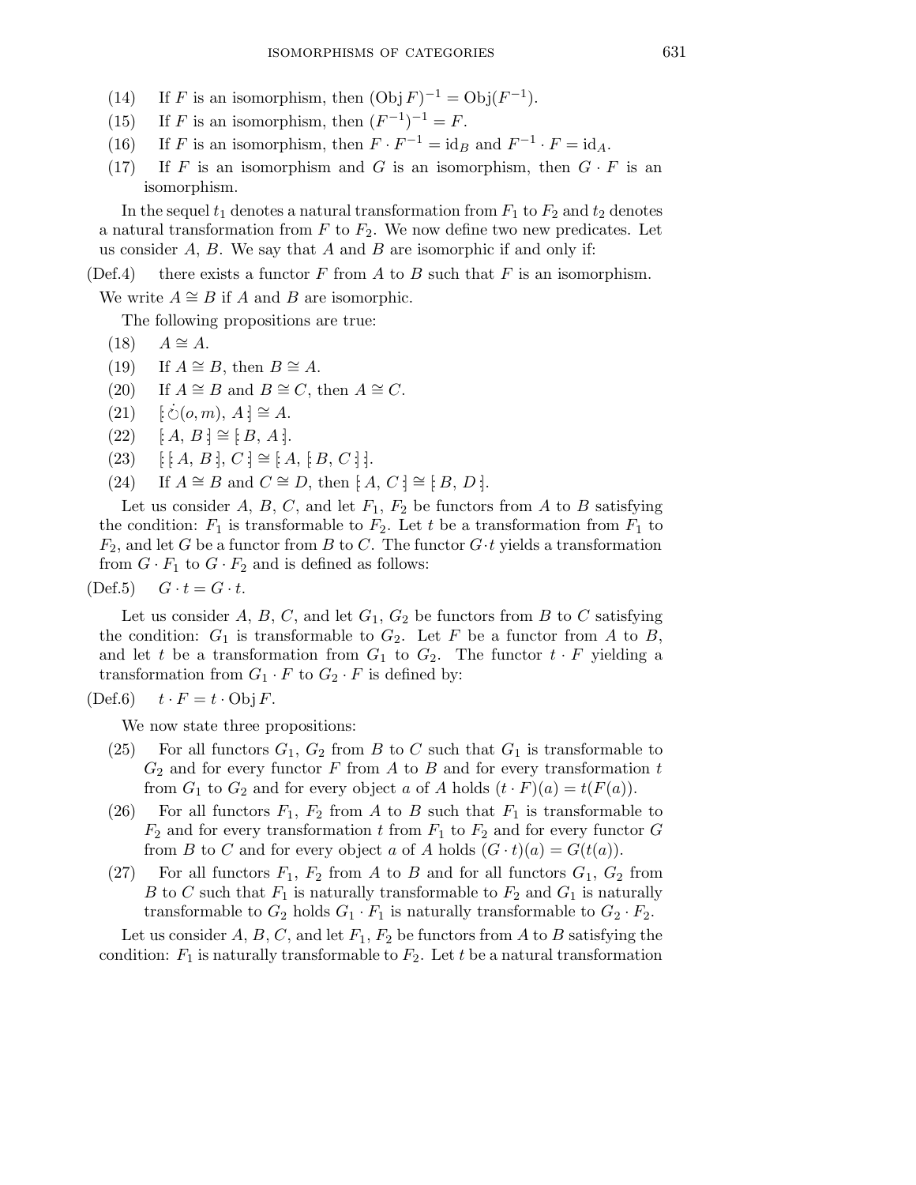(14) If $F$ is an isomorphism, then $(\operatorname{Obj} F)^{-1} = \operatorname{Obj}(F^{-1})$.

(15) If $F$ is an isomorphism, then $(F^{-1})^{-1} = F$.

(16) If $F$ is an isomorphism, then $F \cdot F^{-1} = \mathrm{id}_B$ and $F^{-1} \cdot F = \mathrm{id}_A$.

(17) If $F$ is an isomorphism and $G$ is an isomorphism, then $G \cdot F$ is an isomorphism.

In the sequel $t_1$ denotes a natural transformation from $F_1$ to $F_2$ and $t_2$ denotes a natural transformation from $F$ to $F_2$. We now define two new predicates. Let us consider $A$, $B$. We say that $A$ and $B$ are isomorphic if and only if:

(Def.4) there exists a functor $F$ from $A$ to $B$ such that $F$ is an isomorphism.

We write $A \cong B$ if $A$ and $B$ are isomorphic.

The following propositions are true:

(18) $A \cong A$.

(19) If $A \cong B$, then $B \cong A$.

(20) If $A \cong B$ and $B \cong C$, then $A \cong C$.

(21) $[\, \dot{\circlearrowleft}(o, m),\, A \,] \cong A$.

(22) $[\, A,\, B \,] \cong [\, B,\, A \,]$.

(23) $[\, [\, A,\, B \,],\, C \,] \cong [\, A,\, [\, B,\, C \,]\,]$.

(24) If $A \cong B$ and $C \cong D$, then $[\, A,\, C \,] \cong [\, B,\, D \,]$.

Let us consider $A$, $B$, $C$, and let $F_1$, $F_2$ be functors from $A$ to $B$ satisfying the condition: $F_1$ is transformable to $F_2$. Let $t$ be a transformation from $F_1$ to $F_2$, and let $G$ be a functor from $B$ to $C$. The functor $G \cdot t$ yields a transformation from $G \cdot F_1$ to $G \cdot F_2$ and is defined as follows:

(Def.5) $G \cdot t = G \cdot t$.

Let us consider $A$, $B$, $C$, and let $G_1$, $G_2$ be functors from $B$ to $C$ satisfying the condition: $G_1$ is transformable to $G_2$. Let $F$ be a functor from $A$ to $B$, and let $t$ be a transformation from $G_1$ to $G_2$. The functor $t \cdot F$ yielding a transformation from $G_1 \cdot F$ to $G_2 \cdot F$ is defined by:

(Def.6) $t \cdot F = t \cdot \operatorname{Obj} F$.

We now state three propositions:

(25) For all functors $G_1$, $G_2$ from $B$ to $C$ such that $G_1$ is transformable to $G_2$ and for every functor $F$ from $A$ to $B$ and for every transformation $t$ from $G_1$ to $G_2$ and for every object $a$ of $A$ holds $(t \cdot F)(a) = t(F(a))$.

(26) For all functors $F_1$, $F_2$ from $A$ to $B$ such that $F_1$ is transformable to $F_2$ and for every transformation $t$ from $F_1$ to $F_2$ and for every functor $G$ from $B$ to $C$ and for every object $a$ of $A$ holds $(G \cdot t)(a) = G(t(a))$.

(27) For all functors $F_1$, $F_2$ from $A$ to $B$ and for all functors $G_1$, $G_2$ from $B$ to $C$ such that $F_1$ is naturally transformable to $F_2$ and $G_1$ is naturally transformable to $G_2$ holds $G_1 \cdot F_1$ is naturally transformable to $G_2 \cdot F_2$.

Let us consider $A$, $B$, $C$, and let $F_1$, $F_2$ be functors from $A$ to $B$ satisfying the condition: $F_1$ is naturally transformable to $F_2$. Let $t$ be a natural transformation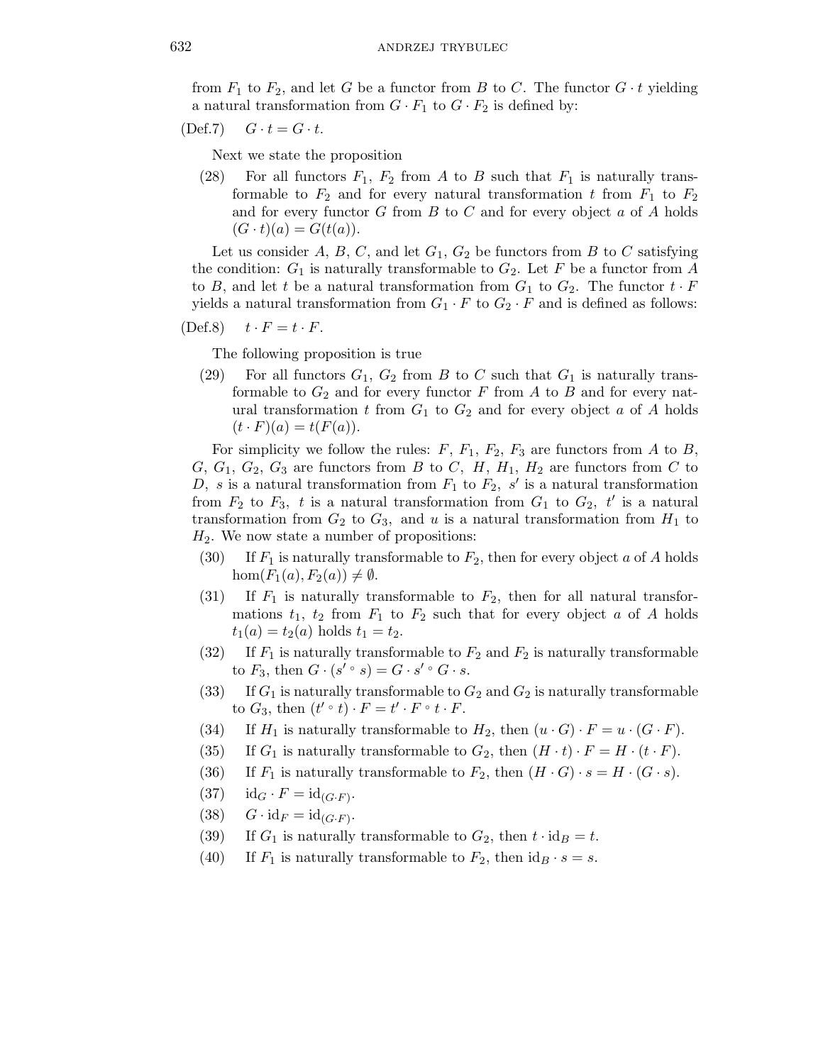from $F_1$ to $F_2$, and let $G$ be a functor from $B$ to $C$. The functor $G \cdot t$ yielding a natural transformation from $G \cdot F_1$ to $G \cdot F_2$ is defined by:

(Def.7) $\quad G \cdot t = G \cdot t.$

Next we state the proposition

(28) For all functors $F_1$, $F_2$ from $A$ to $B$ such that $F_1$ is naturally transformable to $F_2$ and for every natural transformation $t$ from $F_1$ to $F_2$ and for every functor $G$ from $B$ to $C$ and for every object $a$ of $A$ holds $(G \cdot t)(a) = G(t(a))$.

Let us consider $A$, $B$, $C$, and let $G_1$, $G_2$ be functors from $B$ to $C$ satisfying the condition: $G_1$ is naturally transformable to $G_2$. Let $F$ be a functor from $A$ to $B$, and let $t$ be a natural transformation from $G_1$ to $G_2$. The functor $t \cdot F$ yields a natural transformation from $G_1 \cdot F$ to $G_2 \cdot F$ and is defined as follows:

(Def.8) $\quad t \cdot F = t \cdot F.$

The following proposition is true

(29) For all functors $G_1$, $G_2$ from $B$ to $C$ such that $G_1$ is naturally transformable to $G_2$ and for every functor $F$ from $A$ to $B$ and for every natural transformation $t$ from $G_1$ to $G_2$ and for every object $a$ of $A$ holds $(t \cdot F)(a) = t(F(a))$.

For simplicity we follow the rules: $F$, $F_1$, $F_2$, $F_3$ are functors from $A$ to $B$, $G$, $G_1$, $G_2$, $G_3$ are functors from $B$ to $C$, $H$, $H_1$, $H_2$ are functors from $C$ to $D$, $s$ is a natural transformation from $F_1$ to $F_2$, $s'$ is a natural transformation from $F_2$ to $F_3$, $t$ is a natural transformation from $G_1$ to $G_2$, $t'$ is a natural transformation from $G_2$ to $G_3$, and $u$ is a natural transformation from $H_1$ to $H_2$. We now state a number of propositions:

(30) If $F_1$ is naturally transformable to $F_2$, then for every object $a$ of $A$ holds $\hom(F_1(a), F_2(a)) \neq \emptyset$.

(31) If $F_1$ is naturally transformable to $F_2$, then for all natural transformations $t_1$, $t_2$ from $F_1$ to $F_2$ such that for every object $a$ of $A$ holds $t_1(a) = t_2(a)$ holds $t_1 = t_2$.

(32) If $F_1$ is naturally transformable to $F_2$ and $F_2$ is naturally transformable to $F_3$, then $G \cdot (s' \circ s) = G \cdot s' \circ G \cdot s$.

(33) If $G_1$ is naturally transformable to $G_2$ and $G_2$ is naturally transformable to $G_3$, then $(t' \circ t) \cdot F = t' \cdot F \circ t \cdot F$.

(34) If $H_1$ is naturally transformable to $H_2$, then $(u \cdot G) \cdot F = u \cdot (G \cdot F)$.

(35) If $G_1$ is naturally transformable to $G_2$, then $(H \cdot t) \cdot F = H \cdot (t \cdot F)$.

(36) If $F_1$ is naturally transformable to $F_2$, then $(H \cdot G) \cdot s = H \cdot (G \cdot s)$.

(37) $\mathrm{id}_G \cdot F = \mathrm{id}_{(G \cdot F)}$.

(38) $G \cdot \mathrm{id}_F = \mathrm{id}_{(G \cdot F)}$.

(39) If $G_1$ is naturally transformable to $G_2$, then $t \cdot \mathrm{id}_B = t$.

(40) If $F_1$ is naturally transformable to $F_2$, then $\mathrm{id}_B \cdot s = s$.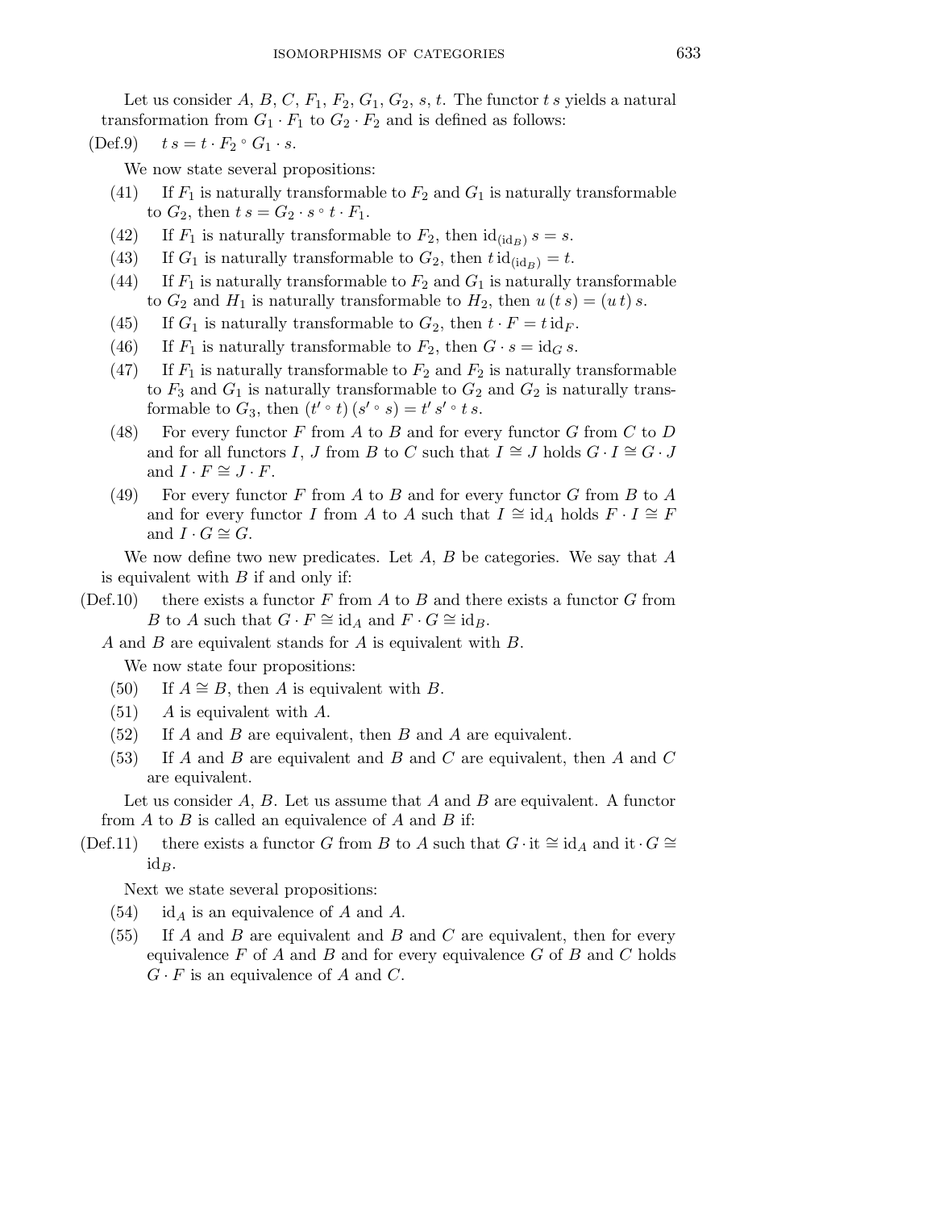Let us consider $A$, $B$, $C$, $F_1$, $F_2$, $G_1$, $G_2$, $s$, $t$. The functor $t\,s$ yields a natural transformation from $G_1 \cdot F_1$ to $G_2 \cdot F_2$ and is defined as follows:

(Def.9) $t\,s = t \cdot F_2 \circ G_1 \cdot s$.

We now state several propositions:

(41) If $F_1$ is naturally transformable to $F_2$ and $G_1$ is naturally transformable to $G_2$, then $t\,s = G_2 \cdot s \circ t \cdot F_1$.

(42) If $F_1$ is naturally transformable to $F_2$, then $\mathrm{id}_{(\mathrm{id}_B)}\,s = s$.

(43) If $G_1$ is naturally transformable to $G_2$, then $t\,\mathrm{id}_{(\mathrm{id}_B)} = t$.

(44) If $F_1$ is naturally transformable to $F_2$ and $G_1$ is naturally transformable to $G_2$ and $H_1$ is naturally transformable to $H_2$, then $u\,(t\,s) = (u\,t)\,s$.

(45) If $G_1$ is naturally transformable to $G_2$, then $t \cdot F = t\,\mathrm{id}_F$.

(46) If $F_1$ is naturally transformable to $F_2$, then $G \cdot s = \mathrm{id}_G\,s$.

(47) If $F_1$ is naturally transformable to $F_2$ and $F_2$ is naturally transformable to $F_3$ and $G_1$ is naturally transformable to $G_2$ and $G_2$ is naturally transformable to $G_3$, then $(t' \circ t)\,(s' \circ s) = t'\,s' \circ t\,s$.

(48) For every functor $F$ from $A$ to $B$ and for every functor $G$ from $C$ to $D$ and for all functors $I$, $J$ from $B$ to $C$ such that $I \cong J$ holds $G \cdot I \cong G \cdot J$ and $I \cdot F \cong J \cdot F$.

(49) For every functor $F$ from $A$ to $B$ and for every functor $G$ from $B$ to $A$ and for every functor $I$ from $A$ to $A$ such that $I \cong \mathrm{id}_A$ holds $F \cdot I \cong F$ and $I \cdot G \cong G$.

We now define two new predicates. Let $A$, $B$ be categories. We say that $A$ is equivalent with $B$ if and only if:

(Def.10) there exists a functor $F$ from $A$ to $B$ and there exists a functor $G$ from $B$ to $A$ such that $G \cdot F \cong \mathrm{id}_A$ and $F \cdot G \cong \mathrm{id}_B$.

$A$ and $B$ are equivalent stands for $A$ is equivalent with $B$.

We now state four propositions:

(50) If $A \cong B$, then $A$ is equivalent with $B$.

(51) $A$ is equivalent with $A$.

(52) If $A$ and $B$ are equivalent, then $B$ and $A$ are equivalent.

(53) If $A$ and $B$ are equivalent and $B$ and $C$ are equivalent, then $A$ and $C$ are equivalent.

Let us consider $A$, $B$. Let us assume that $A$ and $B$ are equivalent. A functor from $A$ to $B$ is called an equivalence of $A$ and $B$ if:

(Def.11) there exists a functor $G$ from $B$ to $A$ such that $G \cdot \mathrm{it} \cong \mathrm{id}_A$ and $\mathrm{it} \cdot G \cong \mathrm{id}_B$.

Next we state several propositions:

(54) $\mathrm{id}_A$ is an equivalence of $A$ and $A$.

(55) If $A$ and $B$ are equivalent and $B$ and $C$ are equivalent, then for every equivalence $F$ of $A$ and $B$ and for every equivalence $G$ of $B$ and $C$ holds $G \cdot F$ is an equivalence of $A$ and $C$.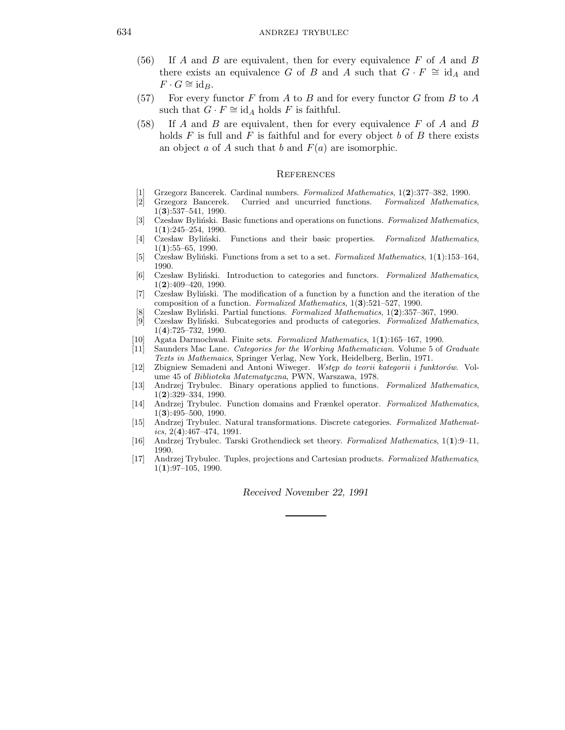(56) If $A$ and $B$ are equivalent, then for every equivalence $F$ of $A$ and $B$ there exists an equivalence $G$ of $B$ and $A$ such that $G \cdot F \cong \mathrm{id}_A$ and $F \cdot G \cong \mathrm{id}_B$.

(57) For every functor $F$ from $A$ to $B$ and for every functor $G$ from $B$ to $A$ such that $G \cdot F \cong \mathrm{id}_A$ holds $F$ is faithful.

(58) If $A$ and $B$ are equivalent, then for every equivalence $F$ of $A$ and $B$ holds $F$ is full and $F$ is faithful and for every object $b$ of $B$ there exists an object $a$ of $A$ such that $b$ and $F(a)$ are isomorphic.

## References

[1] Grzegorz Bancerek. Cardinal numbers. *Formalized Mathematics*, 1(**2**):377–382, 1990.

[2] Grzegorz Bancerek. Curried and uncurried functions. *Formalized Mathematics*, 1(**3**):537–541, 1990.

[3] Czesław Byliński. Basic functions and operations on functions. *Formalized Mathematics*, 1(**1**):245–254, 1990.

[4] Czesław Byliński. Functions and their basic properties. *Formalized Mathematics*, 1(**1**):55–65, 1990.

[5] Czesław Byliński. Functions from a set to a set. *Formalized Mathematics*, 1(**1**):153–164, 1990.

[6] Czesław Byliński. Introduction to categories and functors. *Formalized Mathematics*, 1(**2**):409–420, 1990.

[7] Czesław Byliński. The modification of a function by a function and the iteration of the composition of a function. *Formalized Mathematics*, 1(**3**):521–527, 1990.

[8] Czesław Byliński. Partial functions. *Formalized Mathematics*, 1(**2**):357–367, 1990.

[9] Czesław Byliński. Subcategories and products of categories. *Formalized Mathematics*, 1(**4**):725–732, 1990.

[10] Agata Darmochwał. Finite sets. *Formalized Mathematics*, 1(**1**):165–167, 1990.

[11] Saunders Mac Lane. *Categories for the Working Mathematician*. Volume 5 of *Graduate Texts in Mathemaics*, Springer Verlag, New York, Heidelberg, Berlin, 1971.

[12] Zbigniew Semadeni and Antoni Wiweger. *Wstęp do teorii kategorii i funktorów*. Volume 45 of *Biblioteka Matematyczna*, PWN, Warszawa, 1978.

[13] Andrzej Trybulec. Binary operations applied to functions. *Formalized Mathematics*, 1(**2**):329–334, 1990.

[14] Andrzej Trybulec. Function domains and Frænkel operator. *Formalized Mathematics*, 1(**3**):495–500, 1990.

[15] Andrzej Trybulec. Natural transformations. Discrete categories. *Formalized Mathematics*, 2(**4**):467–474, 1991.

[16] Andrzej Trybulec. Tarski Grothendieck set theory. *Formalized Mathematics*, 1(**1**):9–11, 1990.

[17] Andrzej Trybulec. Tuples, projections and Cartesian products. *Formalized Mathematics*, 1(**1**):97–105, 1990.

*Received November 22, 1991*